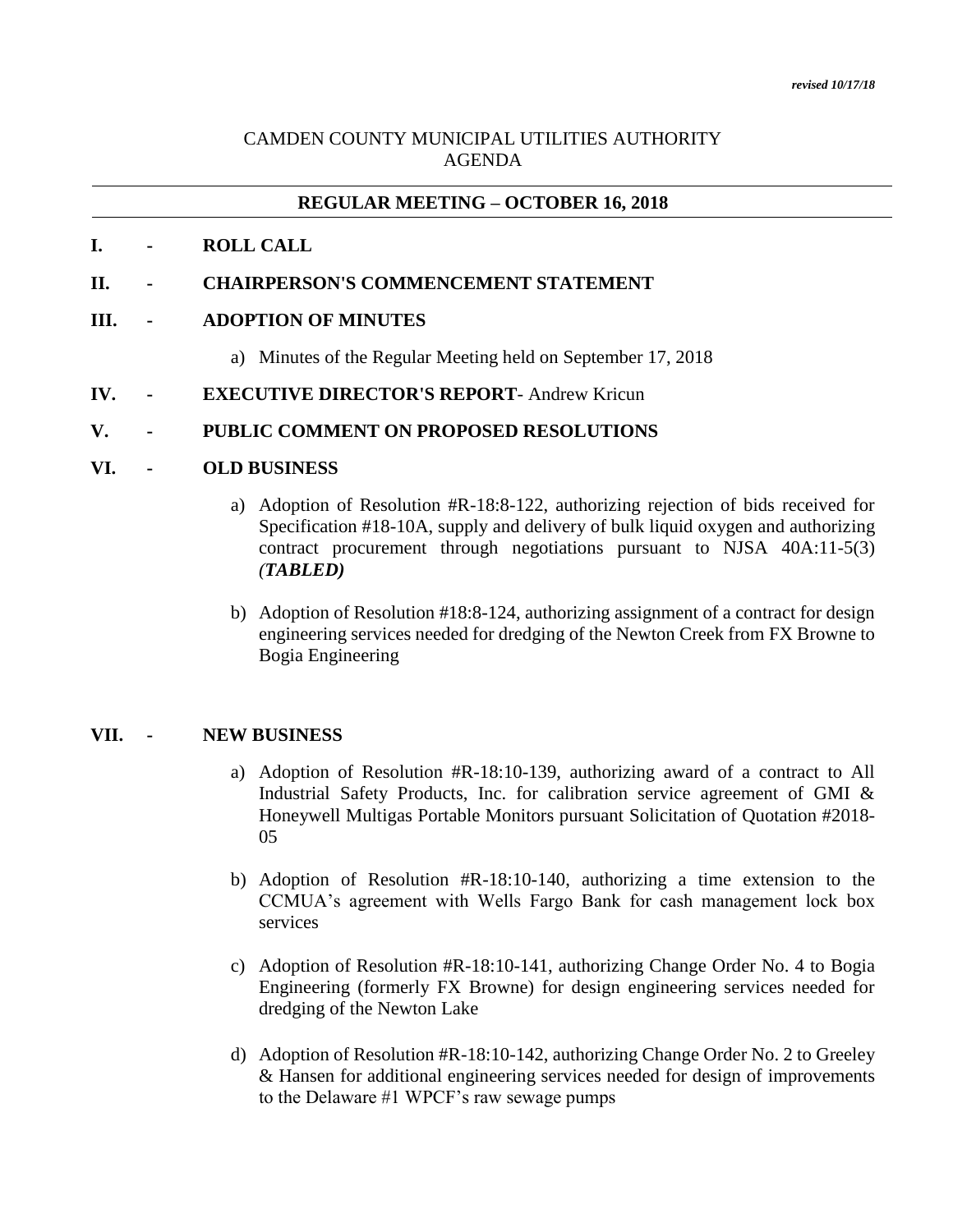*revised 10/17/18*

# CAMDEN COUNTY MUNICIPAL UTILITIES AUTHORITY
# AGENDA

## REGULAR MEETING – OCTOBER 16, 2018

**I. - ROLL CALL**

**II. - CHAIRPERSON'S COMMENCEMENT STATEMENT**

**III. - ADOPTION OF MINUTES**

a) Minutes of the Regular Meeting held on September 17, 2018

**IV. - EXECUTIVE DIRECTOR'S REPORT**- Andrew Kricun

**V. - PUBLIC COMMENT ON PROPOSED RESOLUTIONS**

**VI. - OLD BUSINESS**

a) Adoption of Resolution #R-18:8-122, authorizing rejection of bids received for Specification #18-10A, supply and delivery of bulk liquid oxygen and authorizing contract procurement through negotiations pursuant to NJSA 40A:11-5(3) *(**TABLED**)*

b) Adoption of Resolution #18:8-124, authorizing assignment of a contract for design engineering services needed for dredging of the Newton Creek from FX Browne to Bogia Engineering

**VII. - NEW BUSINESS**

a) Adoption of Resolution #R-18:10-139, authorizing award of a contract to All Industrial Safety Products, Inc. for calibration service agreement of GMI & Honeywell Multigas Portable Monitors pursuant Solicitation of Quotation #2018-05

b) Adoption of Resolution #R-18:10-140, authorizing a time extension to the CCMUA's agreement with Wells Fargo Bank for cash management lock box services

c) Adoption of Resolution #R-18:10-141, authorizing Change Order No. 4 to Bogia Engineering (formerly FX Browne) for design engineering services needed for dredging of the Newton Lake

d) Adoption of Resolution #R-18:10-142, authorizing Change Order No. 2 to Greeley & Hansen for additional engineering services needed for design of improvements to the Delaware #1 WPCF's raw sewage pumps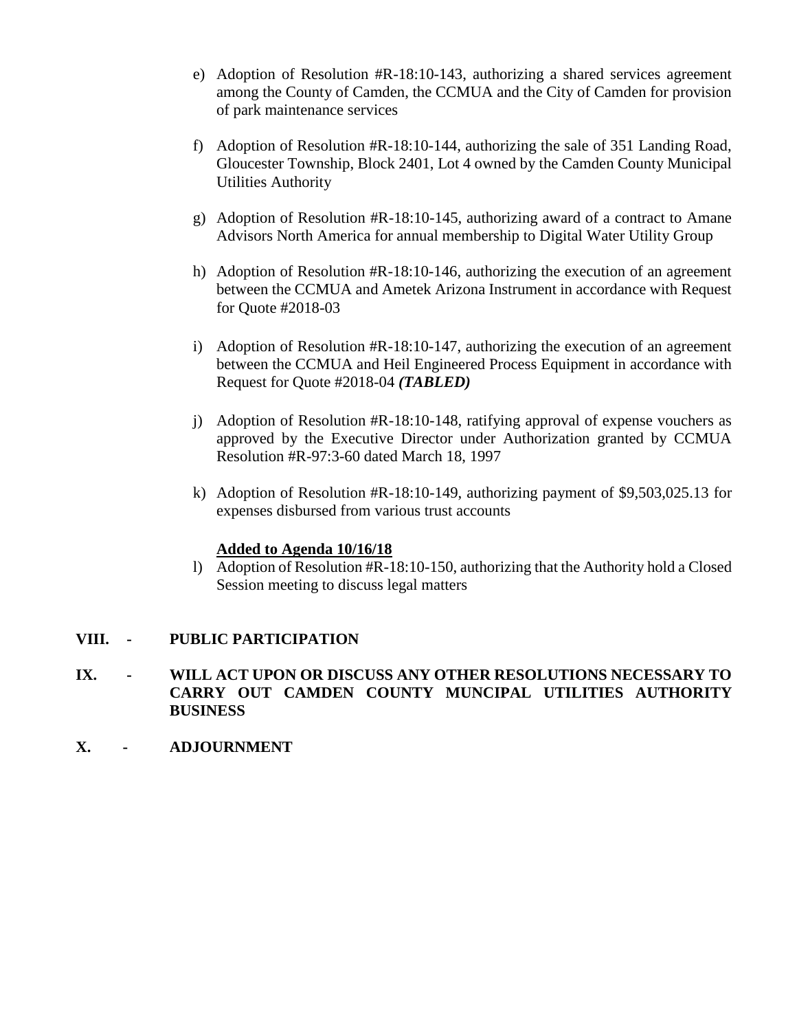e) Adoption of Resolution #R-18:10-143, authorizing a shared services agreement among the County of Camden, the CCMUA and the City of Camden for provision of park maintenance services

f) Adoption of Resolution #R-18:10-144, authorizing the sale of 351 Landing Road, Gloucester Township, Block 2401, Lot 4 owned by the Camden County Municipal Utilities Authority

g) Adoption of Resolution #R-18:10-145, authorizing award of a contract to Amane Advisors North America for annual membership to Digital Water Utility Group

h) Adoption of Resolution #R-18:10-146, authorizing the execution of an agreement between the CCMUA and Ametek Arizona Instrument in accordance with Request for Quote #2018-03

i) Adoption of Resolution #R-18:10-147, authorizing the execution of an agreement between the CCMUA and Heil Engineered Process Equipment in accordance with Request for Quote #2018-04 ***(TABLED)***

j) Adoption of Resolution #R-18:10-148, ratifying approval of expense vouchers as approved by the Executive Director under Authorization granted by CCMUA Resolution #R-97:3-60 dated March 18, 1997

k) Adoption of Resolution #R-18:10-149, authorizing payment of $9,503,025.13 for expenses disbursed from various trust accounts

**<u>Added to Agenda 10/16/18</u>**

l) Adoption of Resolution #R-18:10-150, authorizing that the Authority hold a Closed Session meeting to discuss legal matters

**VIII. - PUBLIC PARTICIPATION**

**IX. - WILL ACT UPON OR DISCUSS ANY OTHER RESOLUTIONS NECESSARY TO CARRY OUT CAMDEN COUNTY MUNCIPAL UTILITIES AUTHORITY BUSINESS**

**X. - ADJOURNMENT**